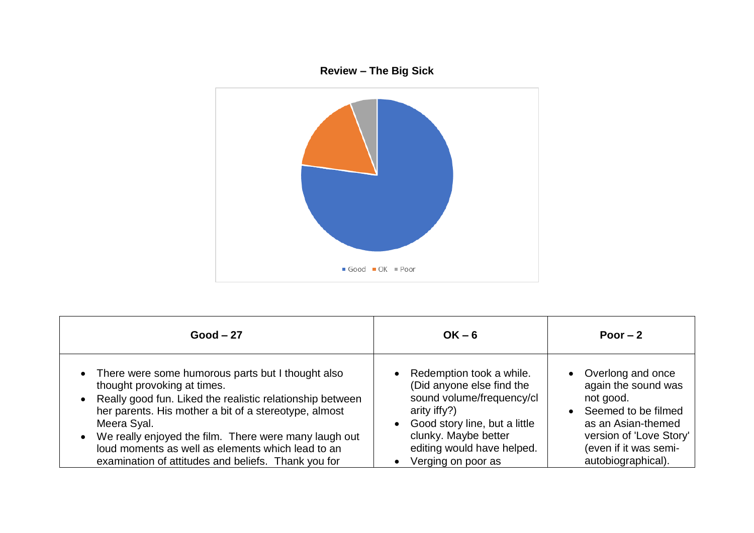**Review – The Big Sick**

Good OK Poor

| Good – 27 | OK – 6 | Poor – 2 |
|---|---|---|
| • There were some humorous parts but I thought also thought provoking at times.<br>• Really good fun. Liked the realistic relationship between her parents. His mother a bit of a stereotype, almost Meera Syal.<br>• We really enjoyed the film. There were many laugh out loud moments as well as elements which lead to an examination of attitudes and beliefs. Thank you for | • Redemption took a while. (Did anyone else find the sound volume/frequency/clarity iffy?)<br>• Good story line, but a little clunky. Maybe better editing would have helped.<br>• Verging on poor as | • Overlong and once again the sound was not good.<br>• Seemed to be filmed as an Asian-themed version of 'Love Story' (even if it was semi-autobiographical). |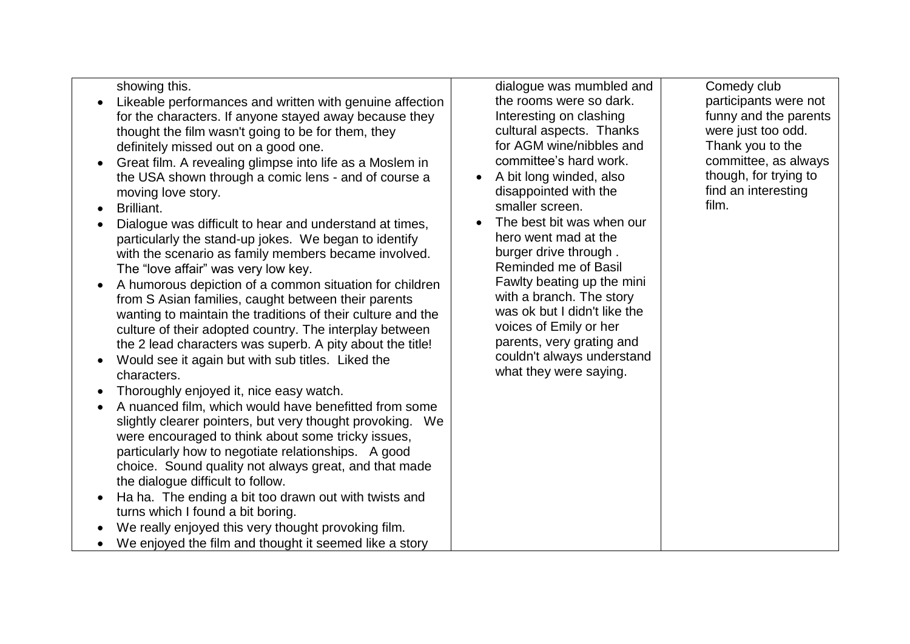| | | |
|---|---|---|
| showing this.<br>• Likeable performances and written with genuine affection for the characters. If anyone stayed away because they thought the film wasn't going to be for them, they definitely missed out on a good one.<br>• Great film. A revealing glimpse into life as a Moslem in the USA shown through a comic lens - and of course a moving love story.<br>• Brilliant.<br>• Dialogue was difficult to hear and understand at times, particularly the stand-up jokes. We began to identify with the scenario as family members became involved. The "love affair" was very low key.<br>• A humorous depiction of a common situation for children from S Asian families, caught between their parents wanting to maintain the traditions of their culture and the culture of their adopted country. The interplay between the 2 lead characters was superb. A pity about the title!<br>• Would see it again but with sub titles. Liked the characters.<br>• Thoroughly enjoyed it, nice easy watch.<br>• A nuanced film, which would have benefitted from some slightly clearer pointers, but very thought provoking. We were encouraged to think about some tricky issues, particularly how to negotiate relationships. A good choice. Sound quality not always great, and that made the dialogue difficult to follow.<br>• Ha ha. The ending a bit too drawn out with twists and turns which I found a bit boring.<br>• We really enjoyed this very thought provoking film.<br>• We enjoyed the film and thought it seemed like a story | dialogue was mumbled and the rooms were so dark. Interesting on clashing cultural aspects. Thanks for AGM wine/nibbles and committee's hard work.<br>• A bit long winded, also disappointed with the smaller screen.<br>• The best bit was when our hero went mad at the burger drive through . Reminded me of Basil Fawlty beating up the mini with a branch. The story was ok but I didn't like the voices of Emily or her parents, very grating and couldn't always understand what they were saying. | Comedy club participants were not funny and the parents were just too odd. Thank you to the committee, as always though, for trying to find an interesting film. |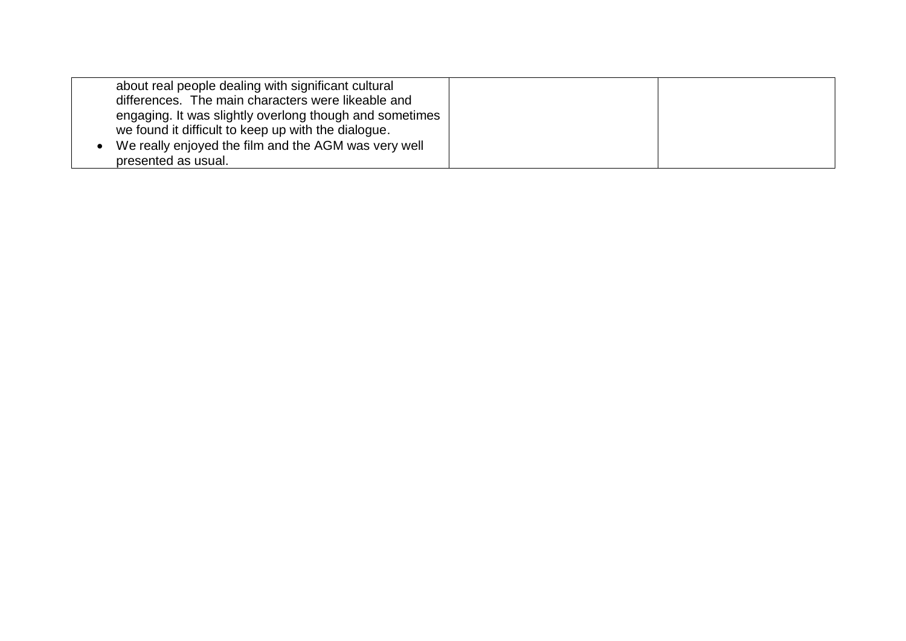| | | |
|---|---|---|
| about real people dealing with significant cultural differences. The main characters were likeable and engaging. It was slightly overlong though and sometimes we found it difficult to keep up with the dialogue.<br>• We really enjoyed the film and the AGM was very well presented as usual. | | |